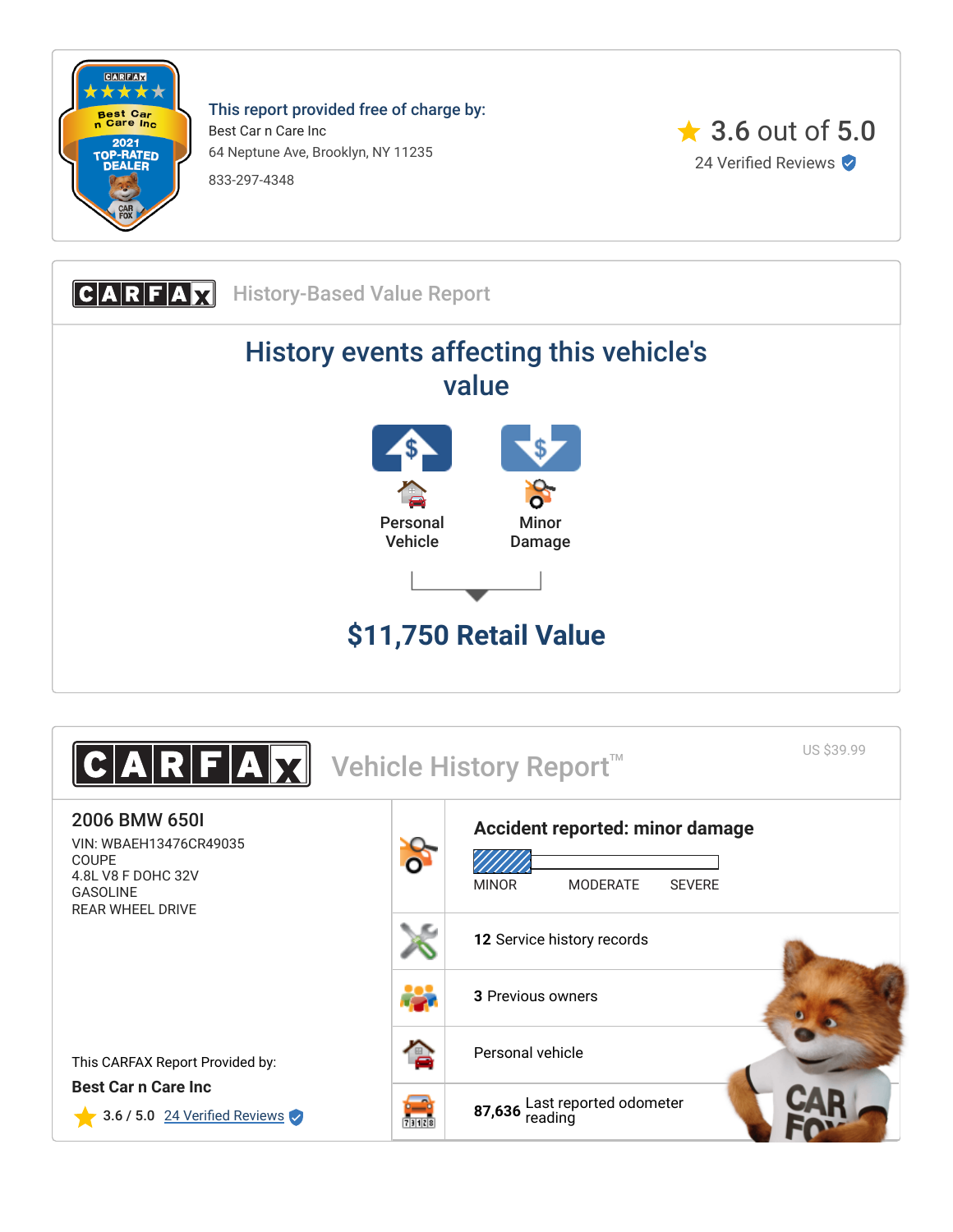This report provided free of charge by:

Best Car n Care Inc
64 Neptune Ave, Brooklyn, NY 11235
833-297-4348

3.6 out of 5.0
24 Verified Reviews

## CARFAX History-Based Value Report

### History events affecting this vehicle's value

Personal Vehicle

Minor Damage

## $11,750 Retail Value

## CARFAX Vehicle History Report™

US $39.99

### 2006 BMW 650I

VIN: WBAEH13476CR49035
COUPE
4.8L V8 F DOHC 32V
GASOLINE
REAR WHEEL DRIVE

This CARFAX Report Provided by:

**Best Car n Care Inc**

3.6 / 5.0 24 Verified Reviews

**Accident reported: minor damage**

MINOR MODERATE SEVERE

**12** Service history records

**3** Previous owners

Personal vehicle

**87,636** Last reported odometer reading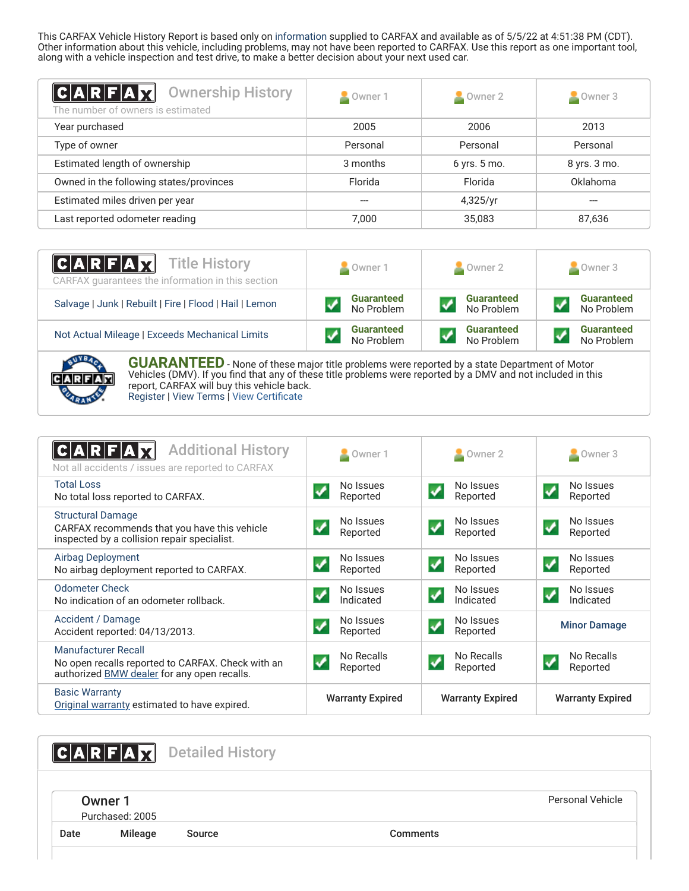This CARFAX Vehicle History Report is based only on information supplied to CARFAX and available as of 5/5/22 at 4:51:38 PM (CDT). Other information about this vehicle, including problems, may not have been reported to CARFAX. Use this report as one important tool, along with a vehicle inspection and test drive, to make a better decision about your next used car.

## CARFAX Ownership History

The number of owners is estimated

| | Owner 1 | Owner 2 | Owner 3 |
|---|---|---|---|
| Year purchased | 2005 | 2006 | 2013 |
| Type of owner | Personal | Personal | Personal |
| Estimated length of ownership | 3 months | 6 yrs. 5 mo. | 8 yrs. 3 mo. |
| Owned in the following states/provinces | Florida | Florida | Oklahoma |
| Estimated miles driven per year | --- | 4,325/yr | --- |
| Last reported odometer reading | 7,000 | 35,083 | 87,636 |

## CARFAX Title History

CARFAX guarantees the information in this section

| | Owner 1 | Owner 2 | Owner 3 |
|---|---|---|---|
| Salvage \| Junk \| Rebuilt \| Fire \| Flood \| Hail \| Lemon | Guaranteed No Problem | Guaranteed No Problem | Guaranteed No Problem |
| Not Actual Mileage \| Exceeds Mechanical Limits | Guaranteed No Problem | Guaranteed No Problem | Guaranteed No Problem |

**GUARANTEED** - None of these major title problems were reported by a state Department of Motor Vehicles (DMV). If you find that any of these title problems were reported by a DMV and not included in this report, CARFAX will buy this vehicle back.
Register | View Terms | View Certificate

## CARFAX Additional History

Not all accidents / issues are reported to CARFAX

| | Owner 1 | Owner 2 | Owner 3 |
|---|---|---|---|
| Total Loss<br>No total loss reported to CARFAX. | No Issues Reported | No Issues Reported | No Issues Reported |
| Structural Damage<br>CARFAX recommends that you have this vehicle inspected by a collision repair specialist. | No Issues Reported | No Issues Reported | No Issues Reported |
| Airbag Deployment<br>No airbag deployment reported to CARFAX. | No Issues Reported | No Issues Reported | No Issues Reported |
| Odometer Check<br>No indication of an odometer rollback. | No Issues Indicated | No Issues Indicated | No Issues Indicated |
| Accident / Damage<br>Accident reported: 04/13/2013. | No Issues Reported | No Issues Reported | Minor Damage |
| Manufacturer Recall<br>No open recalls reported to CARFAX. Check with an authorized BMW dealer for any open recalls. | No Recalls Reported | No Recalls Reported | No Recalls Reported |
| Basic Warranty<br>Original warranty estimated to have expired. | Warranty Expired | Warranty Expired | Warranty Expired |

## CARFAX Detailed History

### Owner 1
Purchased: 2005

Personal Vehicle

| Date | Mileage | Source | Comments |
|---|---|---|---|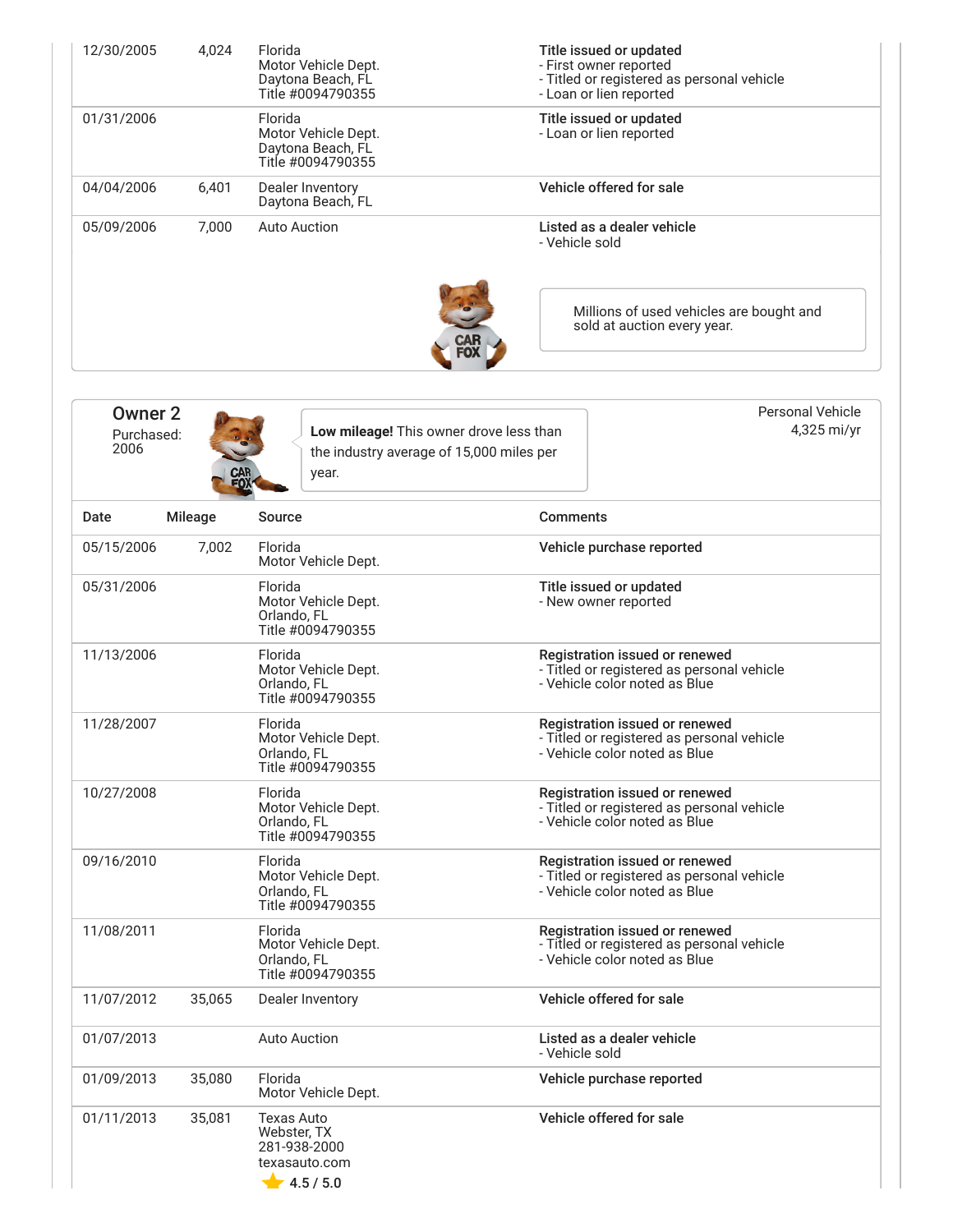| | | | |
|---|---|---|---|
| 12/30/2005 | 4,024 | Florida<br>Motor Vehicle Dept.<br>Daytona Beach, FL<br>Title #0094790355 | **Title issued or updated**<br>- First owner reported<br>- Titled or registered as personal vehicle<br>- Loan or lien reported |
| 01/31/2006 | | Florida<br>Motor Vehicle Dept.<br>Daytona Beach, FL<br>Title #0094790355 | **Title issued or updated**<br>- Loan or lien reported |
| 04/04/2006 | 6,401 | Dealer Inventory<br>Daytona Beach, FL | **Vehicle offered for sale** |
| 05/09/2006 | 7,000 | Auto Auction | **Listed as a dealer vehicle**<br>- Vehicle sold |

Millions of used vehicles are bought and sold at auction every year.

## Owner 2

Purchased: 2006

**Low mileage!** This owner drove less than the industry average of 15,000 miles per year.

Personal Vehicle
4,325 mi/yr

| Date | Mileage | Source | Comments |
|---|---|---|---|
| 05/15/2006 | 7,002 | Florida<br>Motor Vehicle Dept. | **Vehicle purchase reported** |
| 05/31/2006 | | Florida<br>Motor Vehicle Dept.<br>Orlando, FL<br>Title #0094790355 | **Title issued or updated**<br>- New owner reported |
| 11/13/2006 | | Florida<br>Motor Vehicle Dept.<br>Orlando, FL<br>Title #0094790355 | **Registration issued or renewed**<br>- Titled or registered as personal vehicle<br>- Vehicle color noted as Blue |
| 11/28/2007 | | Florida<br>Motor Vehicle Dept.<br>Orlando, FL<br>Title #0094790355 | **Registration issued or renewed**<br>- Titled or registered as personal vehicle<br>- Vehicle color noted as Blue |
| 10/27/2008 | | Florida<br>Motor Vehicle Dept.<br>Orlando, FL<br>Title #0094790355 | **Registration issued or renewed**<br>- Titled or registered as personal vehicle<br>- Vehicle color noted as Blue |
| 09/16/2010 | | Florida<br>Motor Vehicle Dept.<br>Orlando, FL<br>Title #0094790355 | **Registration issued or renewed**<br>- Titled or registered as personal vehicle<br>- Vehicle color noted as Blue |
| 11/08/2011 | | Florida<br>Motor Vehicle Dept.<br>Orlando, FL<br>Title #0094790355 | **Registration issued or renewed**<br>- Titled or registered as personal vehicle<br>- Vehicle color noted as Blue |
| 11/07/2012 | 35,065 | Dealer Inventory | **Vehicle offered for sale** |
| 01/07/2013 | | Auto Auction | **Listed as a dealer vehicle**<br>- Vehicle sold |
| 01/09/2013 | 35,080 | Florida<br>Motor Vehicle Dept. | **Vehicle purchase reported** |
| 01/11/2013 | 35,081 | Texas Auto<br>Webster, TX<br>281-938-2000<br>texasauto.com<br>4.5 / 5.0 | **Vehicle offered for sale** |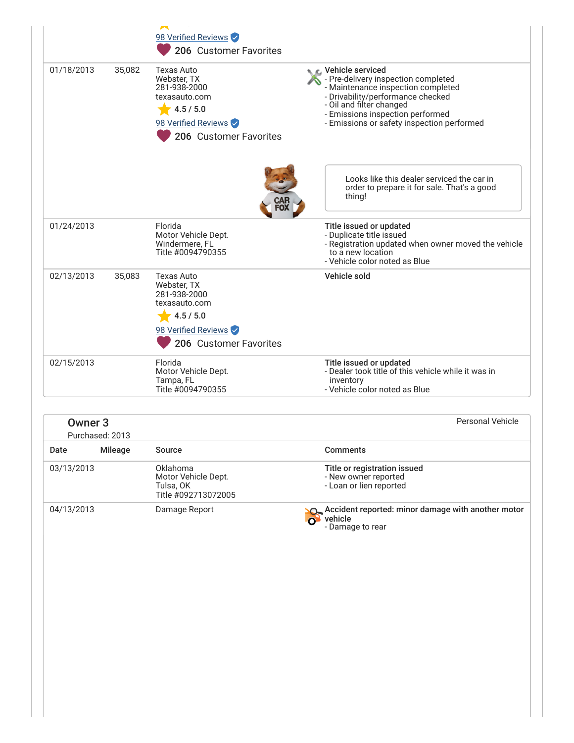98 Verified Reviews

206 Customer Favorites

| Date | Mileage | Source | Comments |
|---|---|---|---|
| 01/18/2013 | 35,082 | Texas Auto<br>Webster, TX<br>281-938-2000<br>texasauto.com<br>4.5 / 5.0<br>98 Verified Reviews<br>206 Customer Favorites | **Vehicle serviced**<br>- Pre-delivery inspection completed<br>- Maintenance inspection completed<br>- Drivability/performance checked<br>- Oil and filter changed<br>- Emissions inspection performed<br>- Emissions or safety inspection performed<br><br>Looks like this dealer serviced the car in order to prepare it for sale. That's a good thing! |
| 01/24/2013 | | Florida<br>Motor Vehicle Dept.<br>Windermere, FL<br>Title #0094790355 | **Title issued or updated**<br>- Duplicate title issued<br>- Registration updated when owner moved the vehicle to a new location<br>- Vehicle color noted as Blue |
| 02/13/2013 | 35,083 | Texas Auto<br>Webster, TX<br>281-938-2000<br>texasauto.com<br>4.5 / 5.0<br>98 Verified Reviews<br>206 Customer Favorites | **Vehicle sold** |
| 02/15/2013 | | Florida<br>Motor Vehicle Dept.<br>Tampa, FL<br>Title #0094790355 | **Title issued or updated**<br>- Dealer took title of this vehicle while it was in inventory<br>- Vehicle color noted as Blue |

## Owner 3

Purchased: 2013

Personal Vehicle

| Date | Mileage | Source | Comments |
|---|---|---|---|
| 03/13/2013 | | Oklahoma<br>Motor Vehicle Dept.<br>Tulsa, OK<br>Title #092713072005 | **Title or registration issued**<br>- New owner reported<br>- Loan or lien reported |
| 04/13/2013 | | Damage Report | **Accident reported: minor damage with another motor vehicle**<br>- Damage to rear |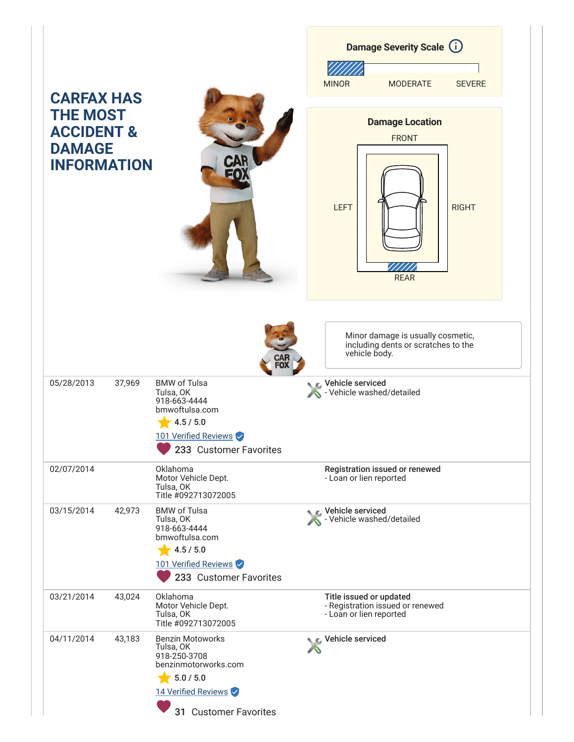## CARFAX HAS THE MOST ACCIDENT & DAMAGE INFORMATION

**Damage Severity Scale**

MINOR MODERATE SEVERE

**Damage Location**

FRONT

LEFT

RIGHT

REAR

Minor damage is usually cosmetic, including dents or scratches to the vehicle body.

| | | | |
|---|---|---|---|
| 05/28/2013 | 37,969 | BMW of Tulsa<br>Tulsa, OK<br>918-663-4444<br>bmwoftulsa.com<br>4.5 / 5.0<br>101 Verified Reviews<br>233 Customer Favorites | **Vehicle serviced**<br>- Vehicle washed/detailed |
| 02/07/2014 | | Oklahoma<br>Motor Vehicle Dept.<br>Tulsa, OK<br>Title #092713072005 | **Registration issued or renewed**<br>- Loan or lien reported |
| 03/15/2014 | 42,973 | BMW of Tulsa<br>Tulsa, OK<br>918-663-4444<br>bmwoftulsa.com<br>4.5 / 5.0<br>101 Verified Reviews<br>233 Customer Favorites | **Vehicle serviced**<br>- Vehicle washed/detailed |
| 03/21/2014 | 43,024 | Oklahoma<br>Motor Vehicle Dept.<br>Tulsa, OK<br>Title #092713072005 | **Title issued or updated**<br>- Registration issued or renewed<br>- Loan or lien reported |
| 04/11/2014 | 43,183 | Benzin Motoworks<br>Tulsa, OK<br>918-250-3708<br>benzinmotorworks.com<br>5.0 / 5.0<br>14 Verified Reviews<br>31 Customer Favorites | **Vehicle serviced** |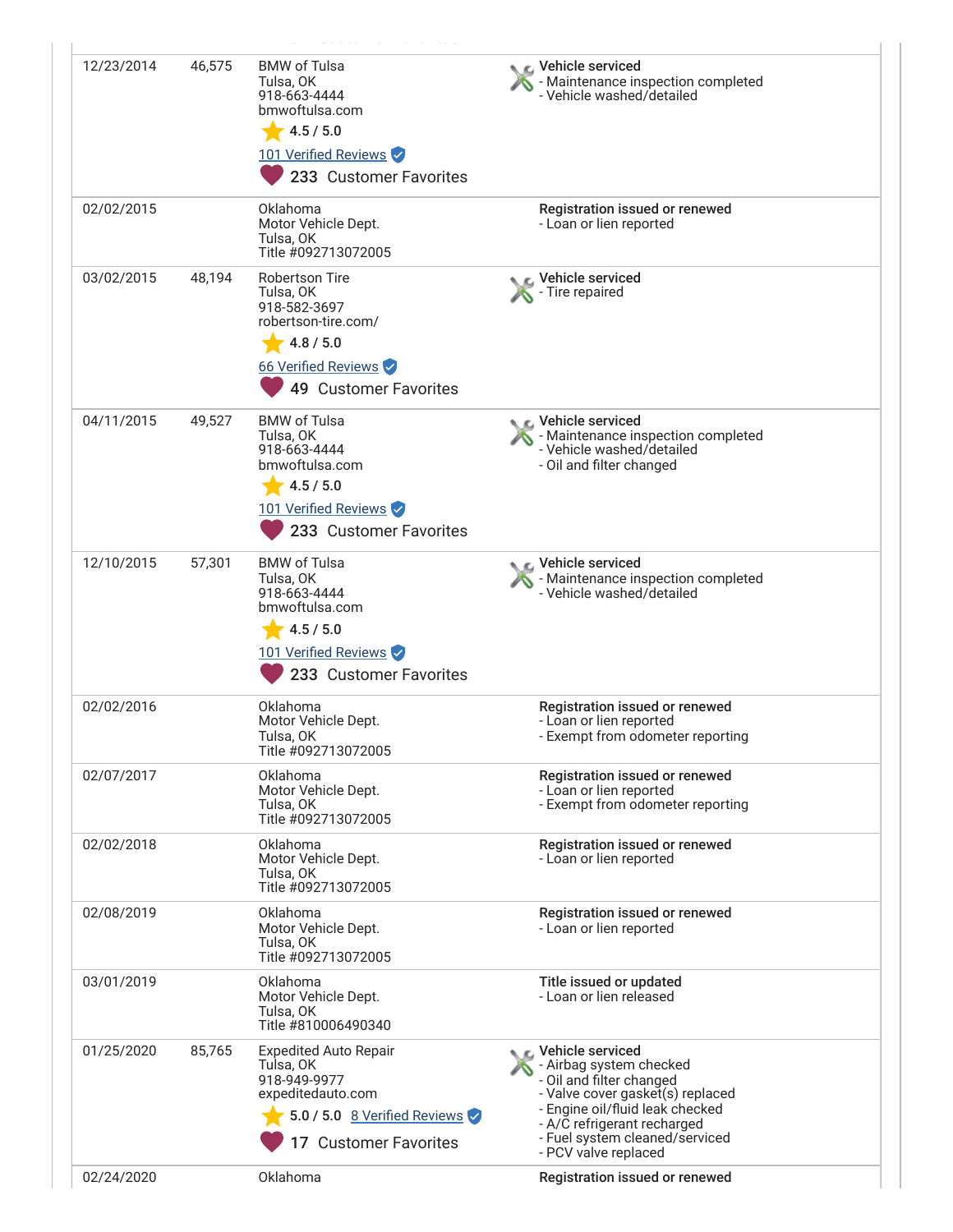| | | | |
|---|---|---|---|
| 12/23/2014 | 46,575 | BMW of Tulsa<br>Tulsa, OK<br>918-663-4444<br>bmwoftulsa.com<br>4.5 / 5.0<br>101 Verified Reviews<br>233 Customer Favorites | **Vehicle serviced**<br>- Maintenance inspection completed<br>- Vehicle washed/detailed |
| 02/02/2015 | | Oklahoma<br>Motor Vehicle Dept.<br>Tulsa, OK<br>Title #092713072005 | **Registration issued or renewed**<br>- Loan or lien reported |
| 03/02/2015 | 48,194 | Robertson Tire<br>Tulsa, OK<br>918-582-3697<br>robertson-tire.com/<br>4.8 / 5.0<br>66 Verified Reviews<br>49 Customer Favorites | **Vehicle serviced**<br>- Tire repaired |
| 04/11/2015 | 49,527 | BMW of Tulsa<br>Tulsa, OK<br>918-663-4444<br>bmwoftulsa.com<br>4.5 / 5.0<br>101 Verified Reviews<br>233 Customer Favorites | **Vehicle serviced**<br>- Maintenance inspection completed<br>- Vehicle washed/detailed<br>- Oil and filter changed |
| 12/10/2015 | 57,301 | BMW of Tulsa<br>Tulsa, OK<br>918-663-4444<br>bmwoftulsa.com<br>4.5 / 5.0<br>101 Verified Reviews<br>233 Customer Favorites | **Vehicle serviced**<br>- Maintenance inspection completed<br>- Vehicle washed/detailed |
| 02/02/2016 | | Oklahoma<br>Motor Vehicle Dept.<br>Tulsa, OK<br>Title #092713072005 | **Registration issued or renewed**<br>- Loan or lien reported<br>- Exempt from odometer reporting |
| 02/07/2017 | | Oklahoma<br>Motor Vehicle Dept.<br>Tulsa, OK<br>Title #092713072005 | **Registration issued or renewed**<br>- Loan or lien reported<br>- Exempt from odometer reporting |
| 02/02/2018 | | Oklahoma<br>Motor Vehicle Dept.<br>Tulsa, OK<br>Title #092713072005 | **Registration issued or renewed**<br>- Loan or lien reported |
| 02/08/2019 | | Oklahoma<br>Motor Vehicle Dept.<br>Tulsa, OK<br>Title #092713072005 | **Registration issued or renewed**<br>- Loan or lien reported |
| 03/01/2019 | | Oklahoma<br>Motor Vehicle Dept.<br>Tulsa, OK<br>Title #810006490340 | **Title issued or updated**<br>- Loan or lien released |
| 01/25/2020 | 85,765 | Expedited Auto Repair<br>Tulsa, OK<br>918-949-9977<br>expeditedauto.com<br>5.0 / 5.0 8 Verified Reviews<br>17 Customer Favorites | **Vehicle serviced**<br>- Airbag system checked<br>- Oil and filter changed<br>- Valve cover gasket(s) replaced<br>- Engine oil/fluid leak checked<br>- A/C refrigerant recharged<br>- Fuel system cleaned/serviced<br>- PCV valve replaced |
| 02/24/2020 | | Oklahoma | **Registration issued or renewed** |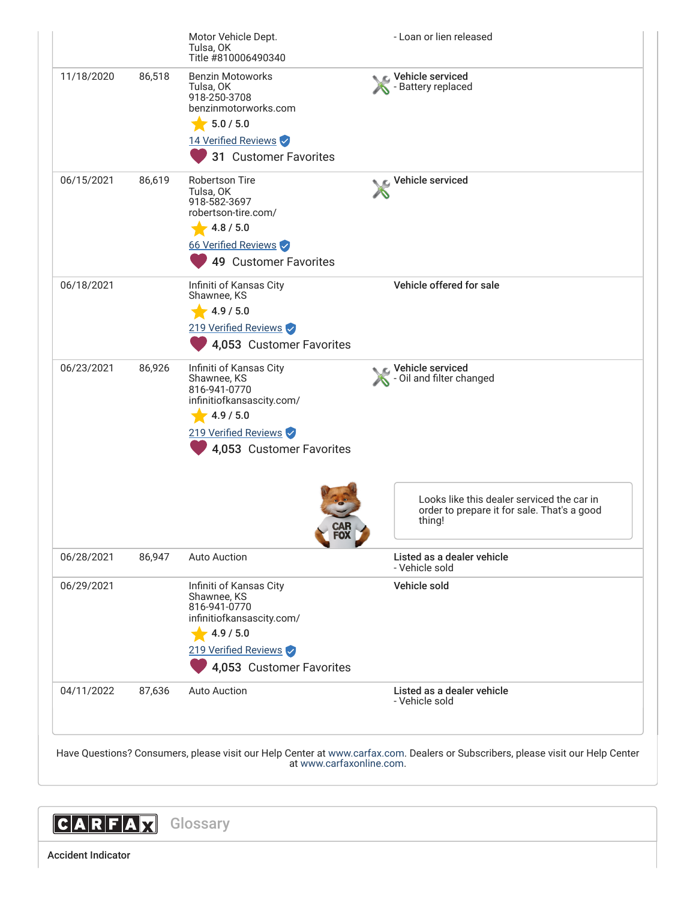| | | | |
|---|---|---|---|
| | | Motor Vehicle Dept.<br>Tulsa, OK<br>Title #810006490340 | - Loan or lien released |
| 11/18/2020 | 86,518 | Benzin Motoworks<br>Tulsa, OK<br>918-250-3708<br>benzinmotorworks.com<br>5.0 / 5.0<br>14 Verified Reviews<br>31 Customer Favorites | **Vehicle serviced**<br>- Battery replaced |
| 06/15/2021 | 86,619 | Robertson Tire<br>Tulsa, OK<br>918-582-3697<br>robertson-tire.com/<br>4.8 / 5.0<br>66 Verified Reviews<br>49 Customer Favorites | **Vehicle serviced** |
| 06/18/2021 | | Infiniti of Kansas City<br>Shawnee, KS<br>4.9 / 5.0<br>219 Verified Reviews<br>4,053 Customer Favorites | **Vehicle offered for sale** |
| 06/23/2021 | 86,926 | Infiniti of Kansas City<br>Shawnee, KS<br>816-941-0770<br>infinitiofkansascity.com/<br>4.9 / 5.0<br>219 Verified Reviews<br>4,053 Customer Favorites | **Vehicle serviced**<br>- Oil and filter changed<br><br>Looks like this dealer serviced the car in order to prepare it for sale. That's a good thing! |
| 06/28/2021 | 86,947 | Auto Auction | **Listed as a dealer vehicle**<br>- Vehicle sold |
| 06/29/2021 | | Infiniti of Kansas City<br>Shawnee, KS<br>816-941-0770<br>infinitiofkansascity.com/<br>4.9 / 5.0<br>219 Verified Reviews<br>4,053 Customer Favorites | **Vehicle sold** |
| 04/11/2022 | 87,636 | Auto Auction | **Listed as a dealer vehicle**<br>- Vehicle sold |

Have Questions? Consumers, please visit our Help Center at www.carfax.com. Dealers or Subscribers, please visit our Help Center at www.carfaxonline.com.

## CARFAX Glossary

**Accident Indicator**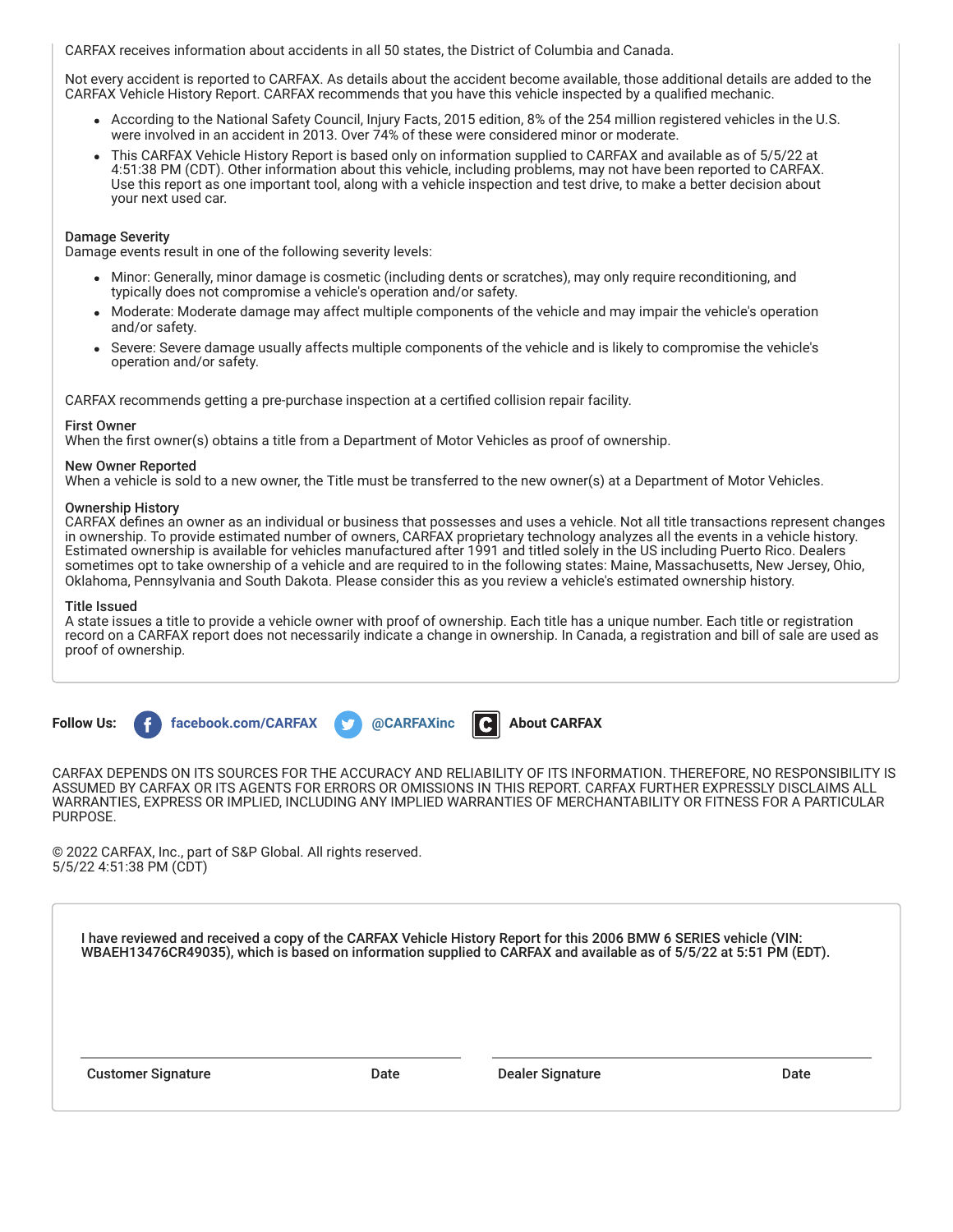CARFAX receives information about accidents in all 50 states, the District of Columbia and Canada.

Not every accident is reported to CARFAX. As details about the accident become available, those additional details are added to the CARFAX Vehicle History Report. CARFAX recommends that you have this vehicle inspected by a qualified mechanic.

- According to the National Safety Council, Injury Facts, 2015 edition, 8% of the 254 million registered vehicles in the U.S. were involved in an accident in 2013. Over 74% of these were considered minor or moderate.
- This CARFAX Vehicle History Report is based only on information supplied to CARFAX and available as of 5/5/22 at 4:51:38 PM (CDT). Other information about this vehicle, including problems, may not have been reported to CARFAX. Use this report as one important tool, along with a vehicle inspection and test drive, to make a better decision about your next used car.

**Damage Severity**
Damage events result in one of the following severity levels:

- Minor: Generally, minor damage is cosmetic (including dents or scratches), may only require reconditioning, and typically does not compromise a vehicle's operation and/or safety.
- Moderate: Moderate damage may affect multiple components of the vehicle and may impair the vehicle's operation and/or safety.
- Severe: Severe damage usually affects multiple components of the vehicle and is likely to compromise the vehicle's operation and/or safety.

CARFAX recommends getting a pre-purchase inspection at a certified collision repair facility.

**First Owner**
When the first owner(s) obtains a title from a Department of Motor Vehicles as proof of ownership.

**New Owner Reported**
When a vehicle is sold to a new owner, the Title must be transferred to the new owner(s) at a Department of Motor Vehicles.

**Ownership History**
CARFAX defines an owner as an individual or business that possesses and uses a vehicle. Not all title transactions represent changes in ownership. To provide estimated number of owners, CARFAX proprietary technology analyzes all the events in a vehicle history. Estimated ownership is available for vehicles manufactured after 1991 and titled solely in the US including Puerto Rico. Dealers sometimes opt to take ownership of a vehicle and are required to in the following states: Maine, Massachusetts, New Jersey, Ohio, Oklahoma, Pennsylvania and South Dakota. Please consider this as you review a vehicle's estimated ownership history.

**Title Issued**
A state issues a title to provide a vehicle owner with proof of ownership. Each title has a unique number. Each title or registration record on a CARFAX report does not necessarily indicate a change in ownership. In Canada, a registration and bill of sale are used as proof of ownership.

**Follow Us:** facebook.com/CARFAX @CARFAXinc **About CARFAX**

CARFAX DEPENDS ON ITS SOURCES FOR THE ACCURACY AND RELIABILITY OF ITS INFORMATION. THEREFORE, NO RESPONSIBILITY IS ASSUMED BY CARFAX OR ITS AGENTS FOR ERRORS OR OMISSIONS IN THIS REPORT. CARFAX FURTHER EXPRESSLY DISCLAIMS ALL WARRANTIES, EXPRESS OR IMPLIED, INCLUDING ANY IMPLIED WARRANTIES OF MERCHANTABILITY OR FITNESS FOR A PARTICULAR PURPOSE.

© 2022 CARFAX, Inc., part of S&P Global. All rights reserved.
5/5/22 4:51:38 PM (CDT)

**I have reviewed and received a copy of the CARFAX Vehicle History Report for this 2006 BMW 6 SERIES vehicle (VIN: WBAEH13476CR49035), which is based on information supplied to CARFAX and available as of 5/5/22 at 5:51 PM (EDT).**

| | | | |
|---|---|---|---|
| **Customer Signature** | **Date** | **Dealer Signature** | **Date** |